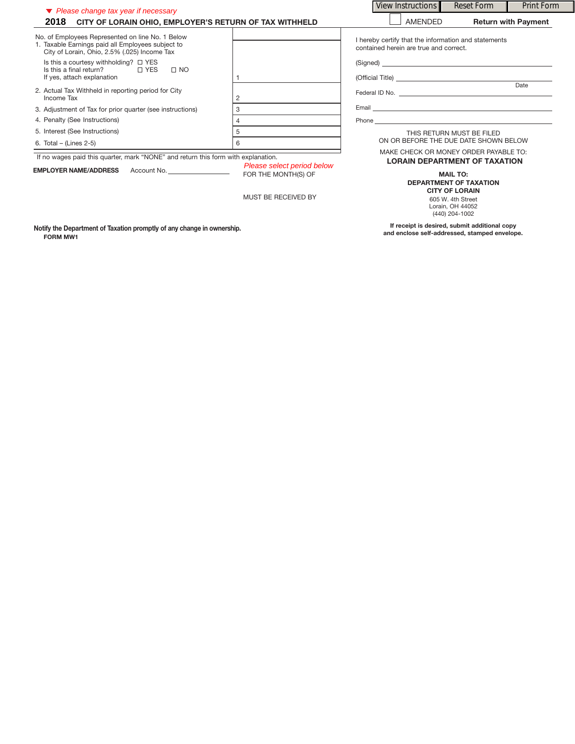*Please change tax year if necessary*

View Instructions | Reset Form | Print Form

## 2018 CITY OF LORAIN OHIO, EMPLOYER'S RETURN OF TAX WITHHELD

☐ AMENDED **Return with Payment**

| | |
|---|---|
| No. of Employees Represented on line No. 1 Below | |
| 1. Taxable Earnings paid all Employees subject to City of Lorain, Ohio, 2.5% (.025) Income Tax<br>Is this a courtesy withholding? ☐ YES<br>Is this a final return? ☐ YES ☐ NO<br>If yes, attach explanation | 1 |
| 2. Actual Tax Withheld in reporting period for City Income Tax | 2 |
| 3. Adjustment of Tax for prior quarter (see instructions) | 3 |
| 4. Penalty (See Instructions) | 4 |
| 5. Interest (See Instructions) | 5 |
| 6. Total – (Lines 2-5) | 6 |

If no wages paid this quarter, mark "NONE" and return this form with explanation.

I hereby certify that the information and statements contained herein are true and correct.

(Signed) ____________________

(Official Title) ____________________ Date

Federal ID No. ____________________

Email ____________________

Phone ____________________

THIS RETURN MUST BE FILED ON OR BEFORE THE DUE DATE SHOWN BELOW

MAKE CHECK OR MONEY ORDER PAYABLE TO:

**LORAIN DEPARTMENT OF TAXATION**

**EMPLOYER NAME/ADDRESS** Account No. ____________________

*Please select period below*

FOR THE MONTH(S) OF

MUST BE RECEIVED BY

**MAIL TO:**
**DEPARTMENT OF TAXATION**
**CITY OF LORAIN**
605 W. 4th Street
Lorain, OH 44052
(440) 204-1002

**Notify the Department of Taxation promptly of any change in ownership.**

**FORM MW1**

**If receipt is desired, submit additional copy and enclose self-addressed, stamped envelope.**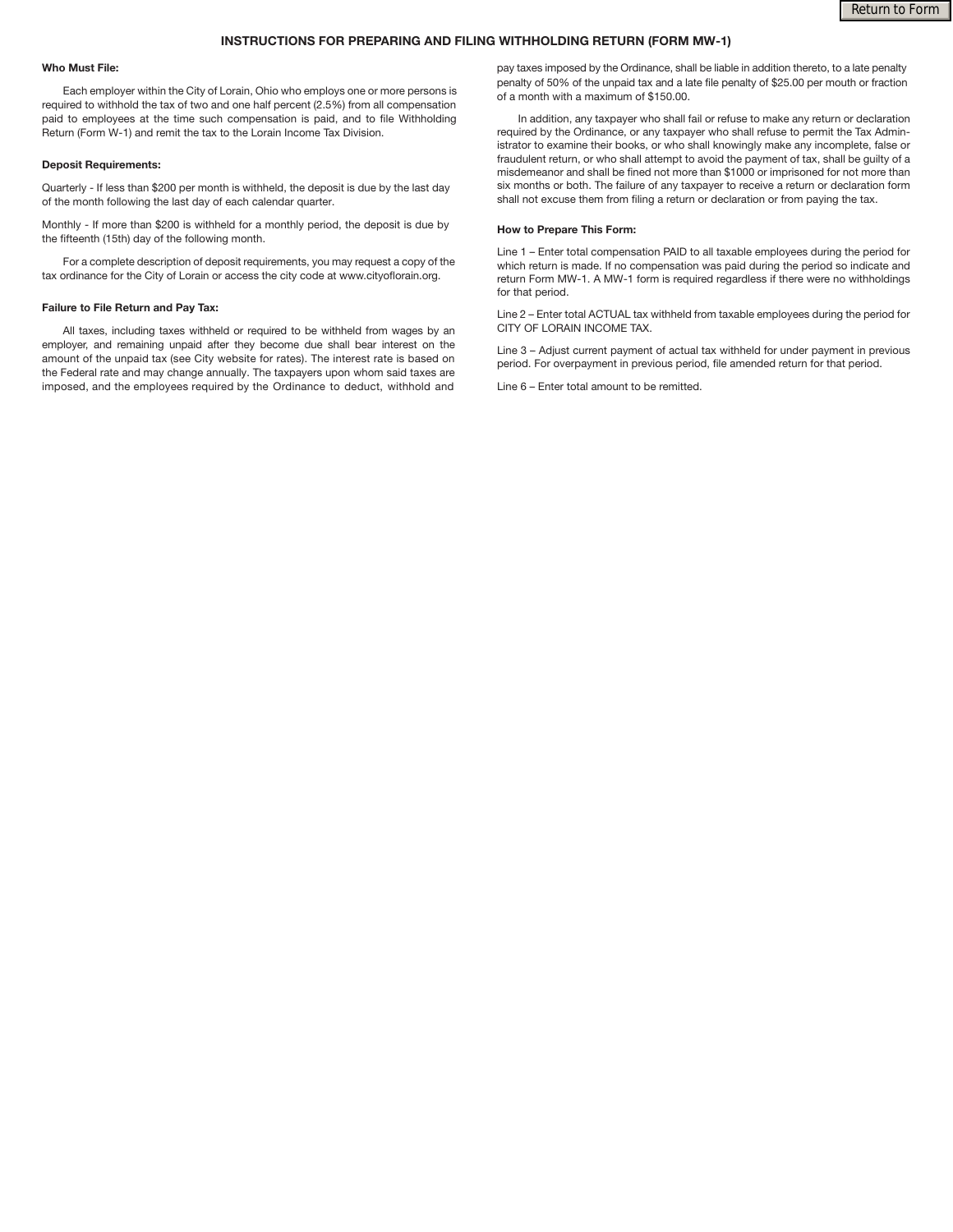# INSTRUCTIONS FOR PREPARING AND FILING WITHHOLDING RETURN (FORM MW-1)

**Who Must File:**

Each employer within the City of Lorain, Ohio who employs one or more persons is required to withhold the tax of two and one half percent (2.5%) from all compensation paid to employees at the time such compensation is paid, and to file Withholding Return (Form W-1) and remit the tax to the Lorain Income Tax Division.

**Deposit Requirements:**

Quarterly - If less than $200 per month is withheld, the deposit is due by the last day of the month following the last day of each calendar quarter.

Monthly - If more than $200 is withheld for a monthly period, the deposit is due by the fifteenth (15th) day of the following month.

For a complete description of deposit requirements, you may request a copy of the tax ordinance for the City of Lorain or access the city code at www.cityoflorain.org.

**Failure to File Return and Pay Tax:**

All taxes, including taxes withheld or required to be withheld from wages by an employer, and remaining unpaid after they become due shall bear interest on the amount of the unpaid tax (see City website for rates). The interest rate is based on the Federal rate and may change annually. The taxpayers upon whom said taxes are imposed, and the employees required by the Ordinance to deduct, withhold and pay taxes imposed by the Ordinance, shall be liable in addition thereto, to a late penalty penalty of 50% of the unpaid tax and a late file penalty of $25.00 per mouth or fraction of a month with a maximum of $150.00.

In addition, any taxpayer who shall fail or refuse to make any return or declaration required by the Ordinance, or any taxpayer who shall refuse to permit the Tax Administrator to examine their books, or who shall knowingly make any incomplete, false or fraudulent return, or who shall attempt to avoid the payment of tax, shall be guilty of a misdemeanor and shall be fined not more than $1000 or imprisoned for not more than six months or both. The failure of any taxpayer to receive a return or declaration form shall not excuse them from filing a return or declaration or from paying the tax.

**How to Prepare This Form:**

Line 1 – Enter total compensation PAID to all taxable employees during the period for which return is made. If no compensation was paid during the period so indicate and return Form MW-1. A MW-1 form is required regardless if there were no withholdings for that period.

Line 2 – Enter total ACTUAL tax withheld from taxable employees during the period for CITY OF LORAIN INCOME TAX.

Line 3 – Adjust current payment of actual tax withheld for under payment in previous period. For overpayment in previous period, file amended return for that period.

Line 6 – Enter total amount to be remitted.